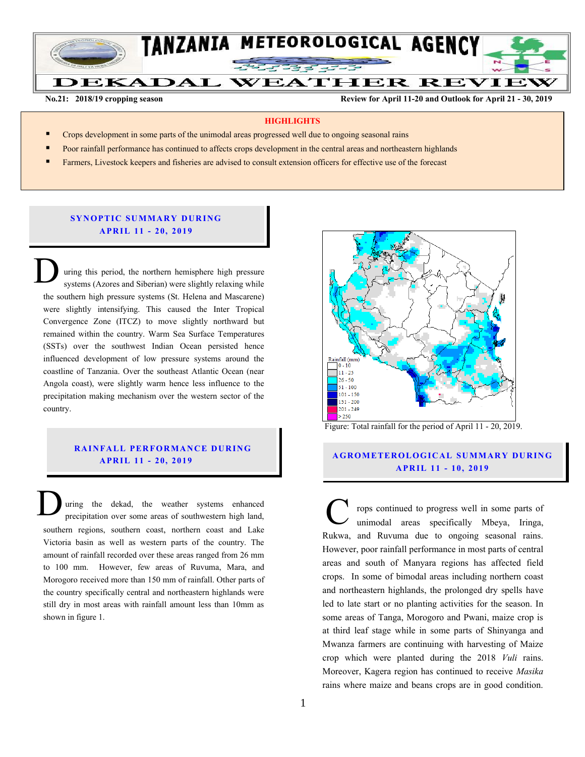# TANZANIA METEOROLOGICAL AGENCY

# DEKADAL WEATHER REVIEW

**No.21: 2018/19 cropping season** **Review for April 11-20 and Outlook for April 21 - 30, 2019**

## HIGHLIGHTS

- Crops development in some parts of the unimodal areas progressed well due to ongoing seasonal rains
- Poor rainfall performance has continued to affects crops development in the central areas and northeastern highlands
- Farmers, Livestock keepers and fisheries are advised to consult extension officers for effective use of the forecast

## SYNOPTIC SUMMARY DURING APRIL 11 - 20, 2019

During this period, the northern hemisphere high pressure systems (Azores and Siberian) were slightly relaxing while the southern high pressure systems (St. Helena and Mascarene) were slightly intensifying. This caused the Inter Tropical Convergence Zone (ITCZ) to move slightly northward but remained within the country. Warm Sea Surface Temperatures (SSTs) over the southwest Indian Ocean persisted hence influenced development of low pressure systems around the coastline of Tanzania. Over the southeast Atlantic Ocean (near Angola coast), were slightly warm hence less influence to the precipitation making mechanism over the western sector of the country.

## RAINFALL PERFORMANCE DURING APRIL 11 - 20, 2019

During the dekad, the weather systems enhanced precipitation over some areas of southwestern high land, southern regions, southern coast, northern coast and Lake Victoria basin as well as western parts of the country. The amount of rainfall recorded over these areas ranged from 26 mm to 100 mm. However, few areas of Ruvuma, Mara, and Morogoro received more than 150 mm of rainfall. Other parts of the country specifically central and northeastern highlands were still dry in most areas with rainfall amount less than 10mm as shown in figure 1.

Rainfall (mm): 0 - 10; 11 - 25; 26 - 50; 51 - 100; 101 - 150; 151 - 200; 201 - 249; > 250

Figure: Total rainfall for the period of April 11 - 20, 2019.

## AGROMETEROLOGICAL SUMMARY DURING APRIL 11 - 10, 2019

Crops continued to progress well in some parts of unimodal areas specifically Mbeya, Iringa, Rukwa, and Ruvuma due to ongoing seasonal rains. However, poor rainfall performance in most parts of central areas and south of Manyara regions has affected field crops. In some of bimodal areas including northern coast and northeastern highlands, the prolonged dry spells have led to late start or no planting activities for the season. In some areas of Tanga, Morogoro and Pwani, maize crop is at third leaf stage while in some parts of Shinyanga and Mwanza farmers are continuing with harvesting of Maize crop which were planted during the 2018 *Vuli* rains. Moreover, Kagera region has continued to receive *Masika* rains where maize and beans crops are in good condition.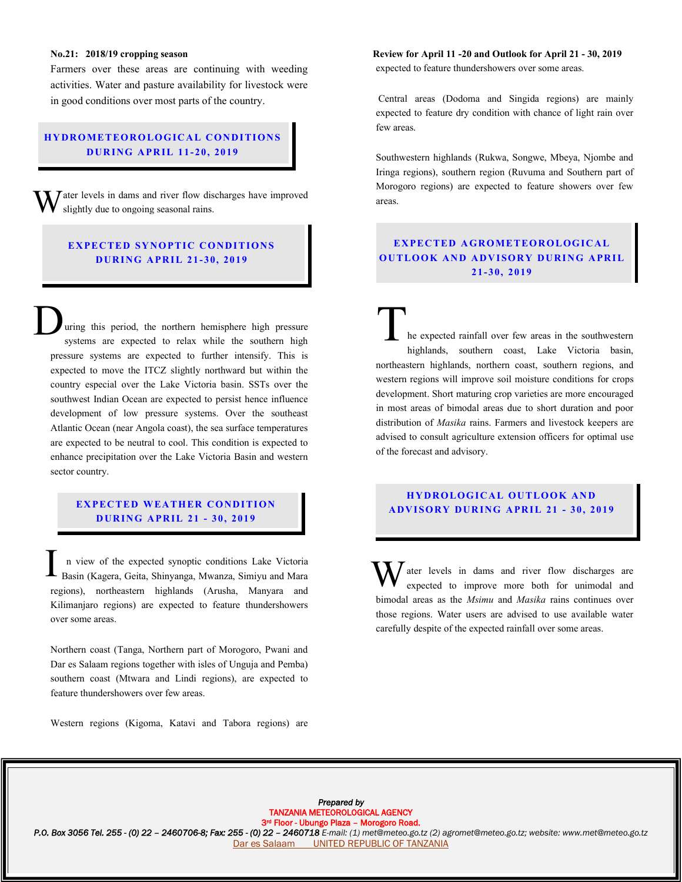Farmers over these areas are continuing with weeding activities. Water and pasture availability for livestock were in good conditions over most parts of the country.

## HYDROMETEOROLOGICAL CONDITIONS DURING APRIL 11-20, 2019

Water levels in dams and river flow discharges have improved slightly due to ongoing seasonal rains.

## EXPECTED SYNOPTIC CONDITIONS DURING APRIL 21-30, 2019

During this period, the northern hemisphere high pressure systems are expected to relax while the southern high pressure systems are expected to further intensify. This is expected to move the ITCZ slightly northward but within the country especial over the Lake Victoria basin. SSTs over the southwest Indian Ocean are expected to persist hence influence development of low pressure systems. Over the southeast Atlantic Ocean (near Angola coast), the sea surface temperatures are expected to be neutral to cool. This condition is expected to enhance precipitation over the Lake Victoria Basin and western sector country.

## EXPECTED WEATHER CONDITION DURING APRIL 21 - 30, 2019

In view of the expected synoptic conditions Lake Victoria Basin (Kagera, Geita, Shinyanga, Mwanza, Simiyu and Mara regions), northeastern highlands (Arusha, Manyara and Kilimanjaro regions) are expected to feature thundershowers over some areas.

Northern coast (Tanga, Northern part of Morogoro, Pwani and Dar es Salaam regions together with isles of Unguja and Pemba) southern coast (Mtwara and Lindi regions), are expected to feature thundershowers over few areas.

Western regions (Kigoma, Katavi and Tabora regions) are expected to feature thundershowers over some areas.

Central areas (Dodoma and Singida regions) are mainly expected to feature dry condition with chance of light rain over few areas.

Southwestern highlands (Rukwa, Songwe, Mbeya, Njombe and Iringa regions), southern region (Ruvuma and Southern part of Morogoro regions) are expected to feature showers over few areas.

## EXPECTED AGROMETEOROLOGICAL OUTLOOK AND ADVISORY DURING APRIL 21-30, 2019

The expected rainfall over few areas in the southwestern highlands, southern coast, Lake Victoria basin, northeastern highlands, northern coast, southern regions, and western regions will improve soil moisture conditions for crops development. Short maturing crop varieties are more encouraged in most areas of bimodal areas due to short duration and poor distribution of *Masika* rains. Farmers and livestock keepers are advised to consult agriculture extension officers for optimal use of the forecast and advisory.

## HYDROLOGICAL OUTLOOK AND ADVISORY DURING APRIL 21 - 30, 2019

Water levels in dams and river flow discharges are expected to improve more both for unimodal and bimodal areas as the *Msimu* and *Masika* rains continues over those regions. Water users are advised to use available water carefully despite of the expected rainfall over some areas.

*Prepared by*
TANZANIA METEOROLOGICAL AGENCY
3rd Floor - Ubungo Plaza – Morogoro Road.
*P.O. Box 3056 Tel. 255 - (0) 22 – 2460706-8; Fax: 255 - (0) 22 – 2460718 E-mail: (1) met@meteo.go.tz (2) agromet@meteo.go.tz; website: www.met@meteo.go.tz*
Dar es Salaam UNITED REPUBLIC OF TANZANIA